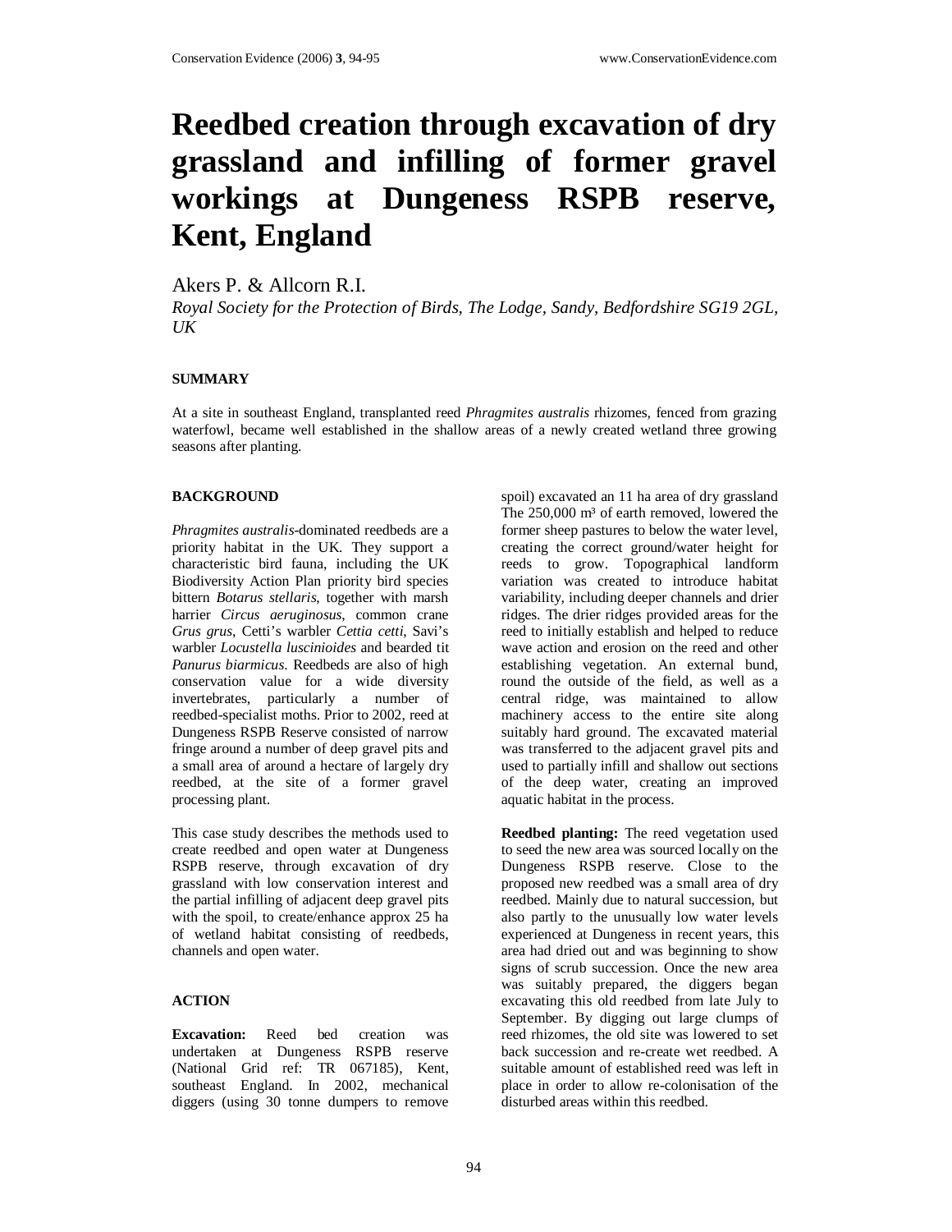# Reedbed creation through excavation of dry grassland and infilling of former gravel workings at Dungeness RSPB reserve, Kent, England

Akers P. & Allcorn R.I.

*Royal Society for the Protection of Birds, The Lodge, Sandy, Bedfordshire SG19 2GL, UK*

## SUMMARY

At a site in southeast England, transplanted reed *Phragmites australis* rhizomes, fenced from grazing waterfowl, became well established in the shallow areas of a newly created wetland three growing seasons after planting.

## BACKGROUND

*Phragmites australis*-dominated reedbeds are a priority habitat in the UK. They support a characteristic bird fauna, including the UK Biodiversity Action Plan priority bird species bittern *Botarus stellaris*, together with marsh harrier *Circus aeruginosus*, common crane *Grus grus*, Cetti's warbler *Cettia cetti*, Savi's warbler *Locustella luscinioides* and bearded tit *Panurus biarmicus*. Reedbeds are also of high conservation value for a wide diversity invertebrates, particularly a number of reedbed-specialist moths. Prior to 2002, reed at Dungeness RSPB Reserve consisted of narrow fringe around a number of deep gravel pits and a small area of around a hectare of largely dry reedbed, at the site of a former gravel processing plant.

This case study describes the methods used to create reedbed and open water at Dungeness RSPB reserve, through excavation of dry grassland with low conservation interest and the partial infilling of adjacent deep gravel pits with the spoil, to create/enhance approx 25 ha of wetland habitat consisting of reedbeds, channels and open water.

## ACTION

**Excavation:** Reed bed creation was undertaken at Dungeness RSPB reserve (National Grid ref: TR 067185), Kent, southeast England. In 2002, mechanical diggers (using 30 tonne dumpers to remove spoil) excavated an 11 ha area of dry grassland The 250,000 m³ of earth removed, lowered the former sheep pastures to below the water level, creating the correct ground/water height for reeds to grow. Topographical landform variation was created to introduce habitat variability, including deeper channels and drier ridges. The drier ridges provided areas for the reed to initially establish and helped to reduce wave action and erosion on the reed and other establishing vegetation. An external bund, round the outside of the field, as well as a central ridge, was maintained to allow machinery access to the entire site along suitably hard ground. The excavated material was transferred to the adjacent gravel pits and used to partially infill and shallow out sections of the deep water, creating an improved aquatic habitat in the process.

**Reedbed planting:** The reed vegetation used to seed the new area was sourced locally on the Dungeness RSPB reserve. Close to the proposed new reedbed was a small area of dry reedbed. Mainly due to natural succession, but also partly to the unusually low water levels experienced at Dungeness in recent years, this area had dried out and was beginning to show signs of scrub succession. Once the new area was suitably prepared, the diggers began excavating this old reedbed from late July to September. By digging out large clumps of reed rhizomes, the old site was lowered to set back succession and re-create wet reedbed. A suitable amount of established reed was left in place in order to allow re-colonisation of the disturbed areas within this reedbed.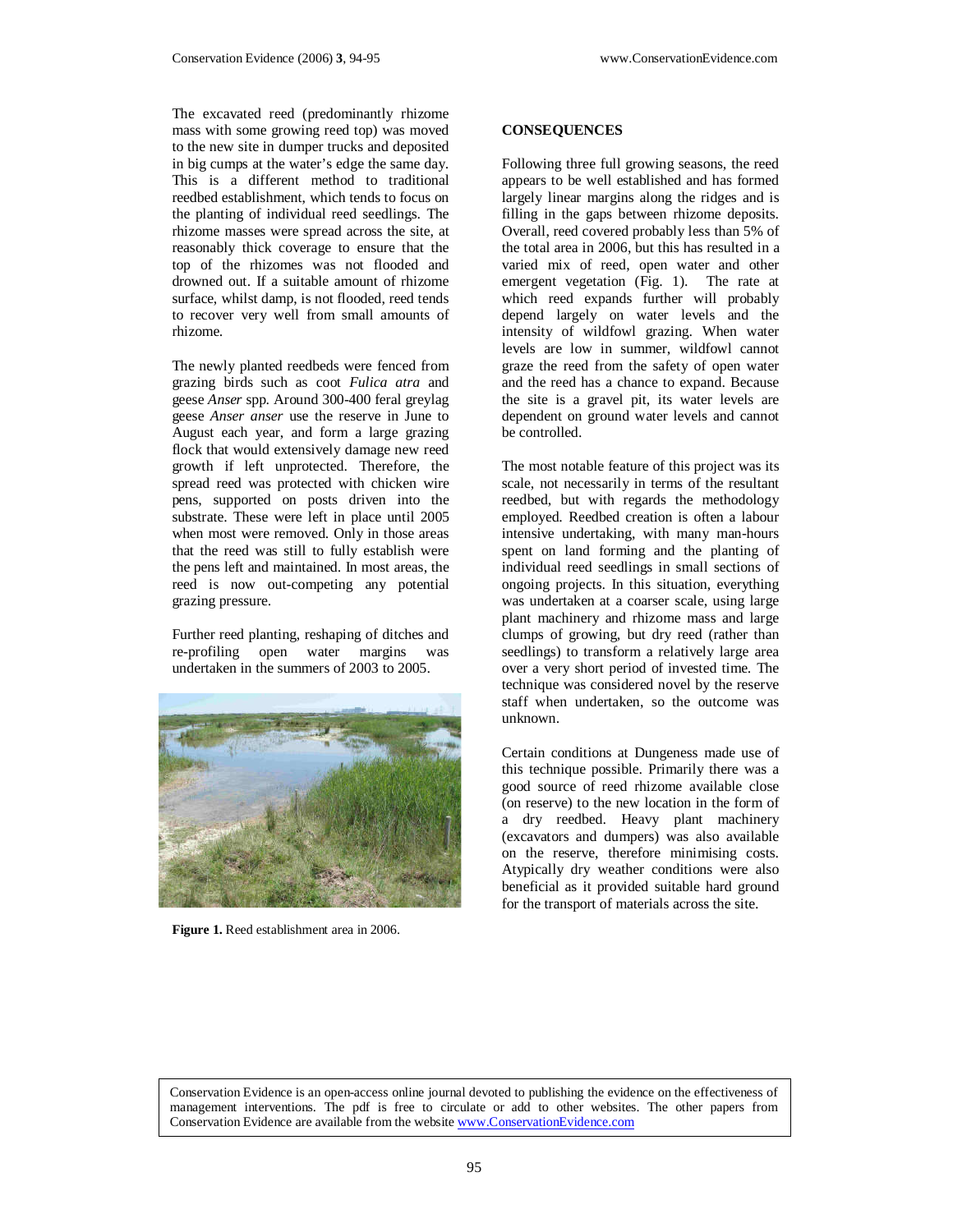The excavated reed (predominantly rhizome mass with some growing reed top) was moved to the new site in dumper trucks and deposited in big cumps at the water's edge the same day. This is a different method to traditional reedbed establishment, which tends to focus on the planting of individual reed seedlings. The rhizome masses were spread across the site, at reasonably thick coverage to ensure that the top of the rhizomes was not flooded and drowned out. If a suitable amount of rhizome surface, whilst damp, is not flooded, reed tends to recover very well from small amounts of rhizome.

The newly planted reedbeds were fenced from grazing birds such as coot *Fulica atra* and geese *Anser* spp. Around 300-400 feral greylag geese *Anser anser* use the reserve in June to August each year, and form a large grazing flock that would extensively damage new reed growth if left unprotected. Therefore, the spread reed was protected with chicken wire pens, supported on posts driven into the substrate. These were left in place until 2005 when most were removed. Only in those areas that the reed was still to fully establish were the pens left and maintained. In most areas, the reed is now out-competing any potential grazing pressure.

Further reed planting, reshaping of ditches and re-profiling open water margins was undertaken in the summers of 2003 to 2005.

**Figure 1.** Reed establishment area in 2006.

## CONSEQUENCES

Following three full growing seasons, the reed appears to be well established and has formed largely linear margins along the ridges and is filling in the gaps between rhizome deposits. Overall, reed covered probably less than 5% of the total area in 2006, but this has resulted in a varied mix of reed, open water and other emergent vegetation (Fig. 1). The rate at which reed expands further will probably depend largely on water levels and the intensity of wildfowl grazing. When water levels are low in summer, wildfowl cannot graze the reed from the safety of open water and the reed has a chance to expand. Because the site is a gravel pit, its water levels are dependent on ground water levels and cannot be controlled.

The most notable feature of this project was its scale, not necessarily in terms of the resultant reedbed, but with regards the methodology employed. Reedbed creation is often a labour intensive undertaking, with many man-hours spent on land forming and the planting of individual reed seedlings in small sections of ongoing projects. In this situation, everything was undertaken at a coarser scale, using large plant machinery and rhizome mass and large clumps of growing, but dry reed (rather than seedlings) to transform a relatively large area over a very short period of invested time. The technique was considered novel by the reserve staff when undertaken, so the outcome was unknown.

Certain conditions at Dungeness made use of this technique possible. Primarily there was a good source of reed rhizome available close (on reserve) to the new location in the form of a dry reedbed. Heavy plant machinery (excavators and dumpers) was also available on the reserve, therefore minimising costs. Atypically dry weather conditions were also beneficial as it provided suitable hard ground for the transport of materials across the site.

Conservation Evidence is an open-access online journal devoted to publishing the evidence on the effectiveness of management interventions. The pdf is free to circulate or add to other websites. The other papers from Conservation Evidence are available from the website www.ConservationEvidence.com